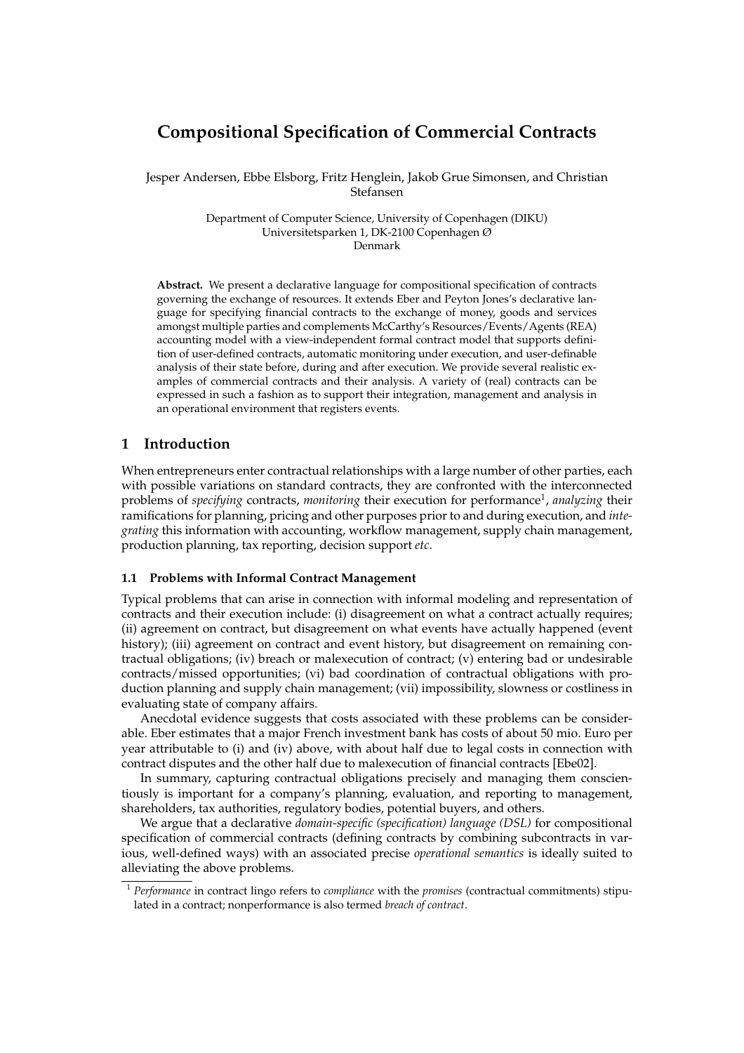# Compositional Specification of Commercial Contracts

Jesper Andersen, Ebbe Elsborg, Fritz Henglein, Jakob Grue Simonsen, and Christian Stefansen

Department of Computer Science, University of Copenhagen (DIKU)
Universitetsparken 1, DK-2100 Copenhagen Ø
Denmark

**Abstract.** We present a declarative language for compositional specification of contracts governing the exchange of resources. It extends Eber and Peyton Jones's declarative language for specifying financial contracts to the exchange of money, goods and services amongst multiple parties and complements McCarthy's Resources/Events/Agents (REA) accounting model with a view-independent formal contract model that supports definition of user-defined contracts, automatic monitoring under execution, and user-definable analysis of their state before, during and after execution. We provide several realistic examples of commercial contracts and their analysis. A variety of (real) contracts can be expressed in such a fashion as to support their integration, management and analysis in an operational environment that registers events.

## 1 Introduction

When entrepreneurs enter contractual relationships with a large number of other parties, each with possible variations on standard contracts, they are confronted with the interconnected problems of *specifying* contracts, *monitoring* their execution for performance[1], *analyzing* their ramifications for planning, pricing and other purposes prior to and during execution, and *integrating* this information with accounting, workflow management, supply chain management, production planning, tax reporting, decision support *etc*.

### 1.1 Problems with Informal Contract Management

Typical problems that can arise in connection with informal modeling and representation of contracts and their execution include: (i) disagreement on what a contract actually requires; (ii) agreement on contract, but disagreement on what events have actually happened (event history); (iii) agreement on contract and event history, but disagreement on remaining contractual obligations; (iv) breach or malexecution of contract; (v) entering bad or undesirable contracts/missed opportunities; (vi) bad coordination of contractual obligations with production planning and supply chain management; (vii) impossibility, slowness or costliness in evaluating state of company affairs.

Anecdotal evidence suggests that costs associated with these problems can be considerable. Eber estimates that a major French investment bank has costs of about 50 mio. Euro per year attributable to (i) and (iv) above, with about half due to legal costs in connection with contract disputes and the other half due to malexecution of financial contracts [Ebe02].

In summary, capturing contractual obligations precisely and managing them conscientiously is important for a company's planning, evaluation, and reporting to management, shareholders, tax authorities, regulatory bodies, potential buyers, and others.

We argue that a declarative *domain-specific (specification) language (DSL)* for compositional specification of commercial contracts (defining contracts by combining subcontracts in various, well-defined ways) with an associated precise *operational semantics* is ideally suited to alleviating the above problems.

[1] *Performance* in contract lingo refers to *compliance* with the *promises* (contractual commitments) stipulated in a contract; nonperformance is also termed *breach of contract*.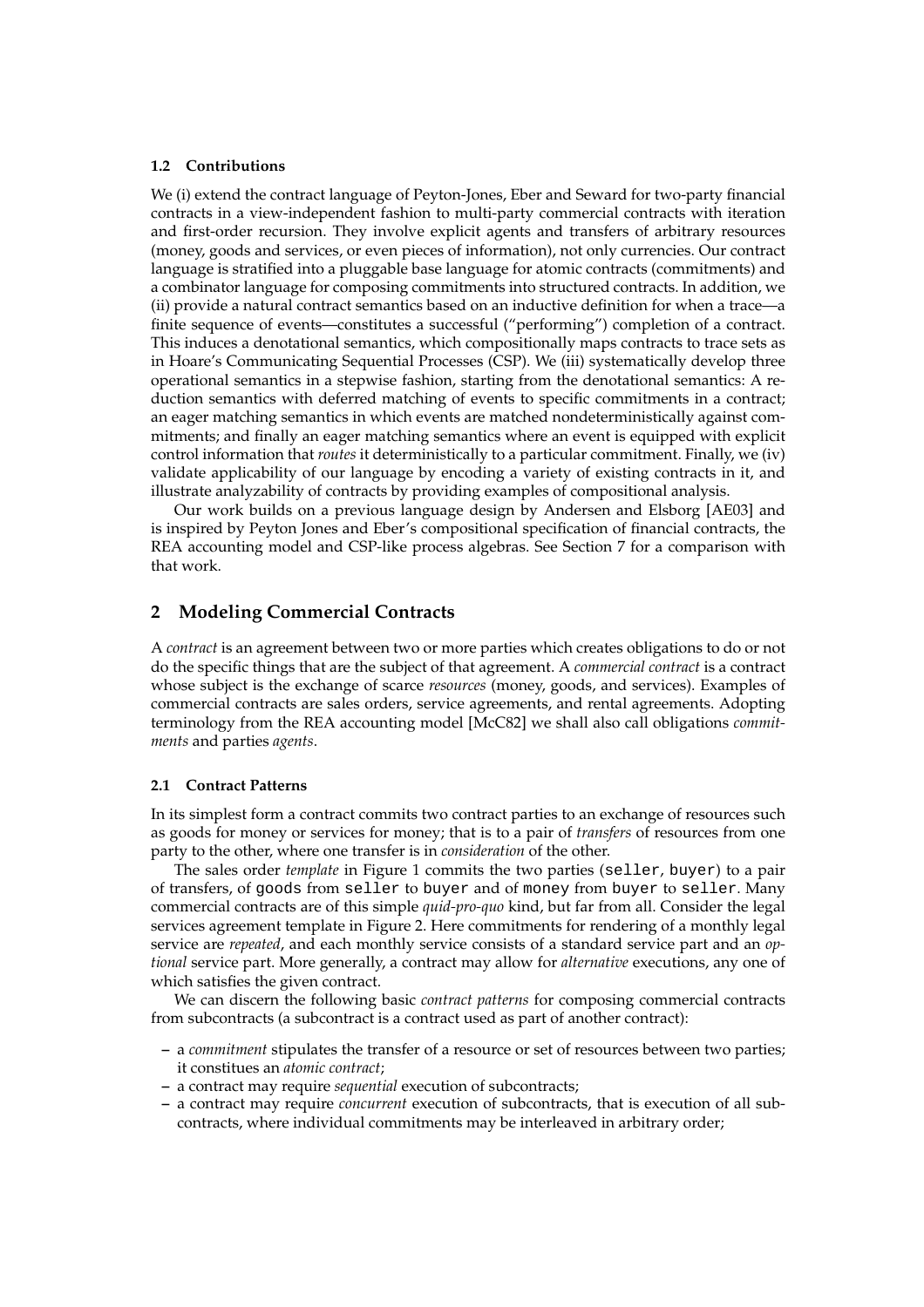### 1.2 Contributions

We (i) extend the contract language of Peyton-Jones, Eber and Seward for two-party financial contracts in a view-independent fashion to multi-party commercial contracts with iteration and first-order recursion. They involve explicit agents and transfers of arbitrary resources (money, goods and services, or even pieces of information), not only currencies. Our contract language is stratified into a pluggable base language for atomic contracts (commitments) and a combinator language for composing commitments into structured contracts. In addition, we (ii) provide a natural contract semantics based on an inductive definition for when a trace—a finite sequence of events—constitutes a successful ("performing") completion of a contract. This induces a denotational semantics, which compositionally maps contracts to trace sets as in Hoare's Communicating Sequential Processes (CSP). We (iii) systematically develop three operational semantics in a stepwise fashion, starting from the denotational semantics: A reduction semantics with deferred matching of events to specific commitments in a contract; an eager matching semantics in which events are matched nondeterministically against commitments; and finally an eager matching semantics where an event is equipped with explicit control information that *routes* it deterministically to a particular commitment. Finally, we (iv) validate applicability of our language by encoding a variety of existing contracts in it, and illustrate analyzability of contracts by providing examples of compositional analysis.

Our work builds on a previous language design by Andersen and Elsborg [AE03] and is inspired by Peyton Jones and Eber's compositional specification of financial contracts, the REA accounting model and CSP-like process algebras. See Section 7 for a comparison with that work.

## 2 Modeling Commercial Contracts

A *contract* is an agreement between two or more parties which creates obligations to do or not do the specific things that are the subject of that agreement. A *commercial contract* is a contract whose subject is the exchange of scarce *resources* (money, goods, and services). Examples of commercial contracts are sales orders, service agreements, and rental agreements. Adopting terminology from the REA accounting model [McC82] we shall also call obligations *commitments* and parties *agents*.

### 2.1 Contract Patterns

In its simplest form a contract commits two contract parties to an exchange of resources such as goods for money or services for money; that is to a pair of *transfers* of resources from one party to the other, where one transfer is in *consideration* of the other.

The sales order *template* in Figure 1 commits the two parties (`seller`, `buyer`) to a pair of transfers, of `goods` from `seller` to `buyer` and of `money` from `buyer` to `seller`. Many commercial contracts are of this simple *quid-pro-quo* kind, but far from all. Consider the legal services agreement template in Figure 2. Here commitments for rendering of a monthly legal service are *repeated*, and each monthly service consists of a standard service part and an *optional* service part. More generally, a contract may allow for *alternative* executions, any one of which satisfies the given contract.

We can discern the following basic *contract patterns* for composing commercial contracts from subcontracts (a subcontract is a contract used as part of another contract):

- a *commitment* stipulates the transfer of a resource or set of resources between two parties; it constitues an *atomic contract*;
- a contract may require *sequential* execution of subcontracts;
- a contract may require *concurrent* execution of subcontracts, that is execution of all subcontracts, where individual commitments may be interleaved in arbitrary order;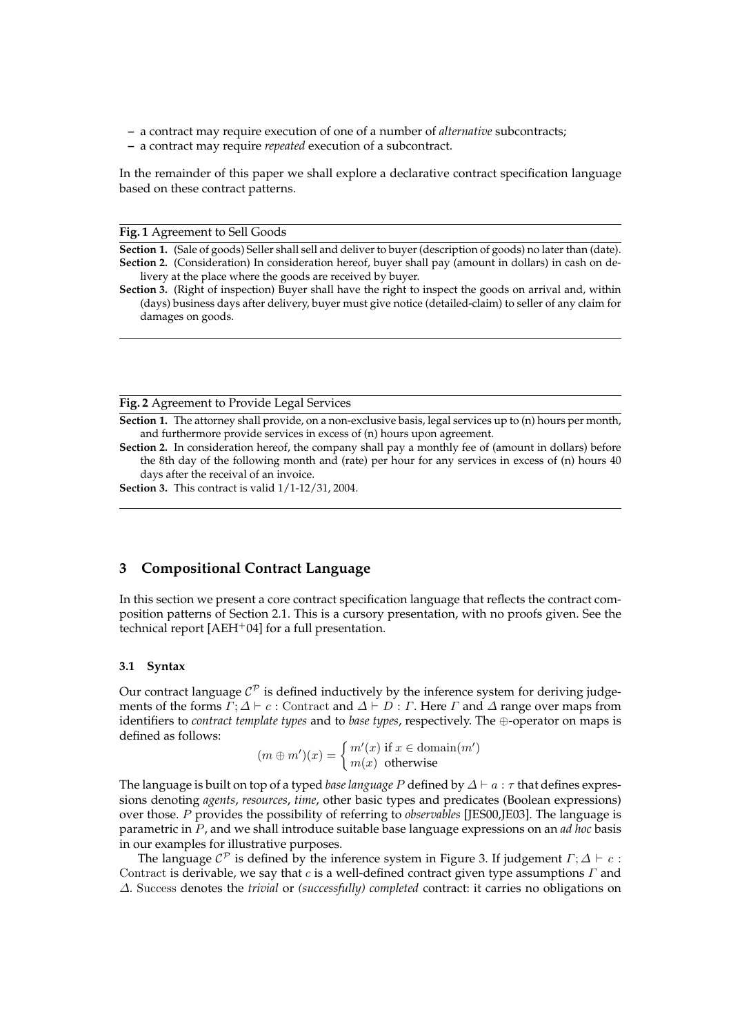– a contract may require execution of one of a number of *alternative* subcontracts;
– a contract may require *repeated* execution of a subcontract.

In the remainder of this paper we shall explore a declarative contract specification language based on these contract patterns.

**Fig. 1** Agreement to Sell Goods

**Section 1.** (Sale of goods) Seller shall sell and deliver to buyer (description of goods) no later than (date).
**Section 2.** (Consideration) In consideration hereof, buyer shall pay (amount in dollars) in cash on delivery at the place where the goods are received by buyer.
**Section 3.** (Right of inspection) Buyer shall have the right to inspect the goods on arrival and, within (days) business days after delivery, buyer must give notice (detailed-claim) to seller of any claim for damages on goods.

**Fig. 2** Agreement to Provide Legal Services

**Section 1.** The attorney shall provide, on a non-exclusive basis, legal services up to (n) hours per month, and furthermore provide services in excess of (n) hours upon agreement.
**Section 2.** In consideration hereof, the company shall pay a monthly fee of (amount in dollars) before the 8th day of the following month and (rate) per hour for any services in excess of (n) hours 40 days after the receival of an invoice.
**Section 3.** This contract is valid 1/1-12/31, 2004.

## 3 Compositional Contract Language

In this section we present a core contract specification language that reflects the contract composition patterns of Section 2.1. This is a cursory presentation, with no proofs given. See the technical report [AEH+04] for a full presentation.

### 3.1 Syntax

Our contract language $\mathcal{C}^{\mathcal{P}}$ is defined inductively by the inference system for deriving judgements of the forms $\Gamma; \Delta \vdash c : \mathrm{Contract}$ and $\Delta \vdash D : \Gamma$. Here $\Gamma$ and $\Delta$ range over maps from identifiers to *contract template types* and to *base types*, respectively. The $\oplus$-operator on maps is defined as follows:

$$(m \oplus m')(x) = \begin{cases} m'(x) \text{ if } x \in \mathrm{domain}(m') \\ m(x) \text{ otherwise} \end{cases}$$

The language is built on top of a typed *base language* $P$ defined by $\Delta \vdash a : \tau$ that defines expressions denoting *agents*, *resources*, *time*, other basic types and predicates (Boolean expressions) over those. $P$ provides the possibility of referring to *observables* [JES00,JE03]. The language is parametric in $P$, and we shall introduce suitable base language expressions on an *ad hoc* basis in our examples for illustrative purposes.

The language $\mathcal{C}^{\mathcal{P}}$ is defined by the inference system in Figure 3. If judgement $\Gamma; \Delta \vdash c :$ Contract is derivable, we say that $c$ is a well-defined contract given type assumptions $\Gamma$ and $\Delta$. Success denotes the *trivial* or *(successfully) completed* contract: it carries no obligations on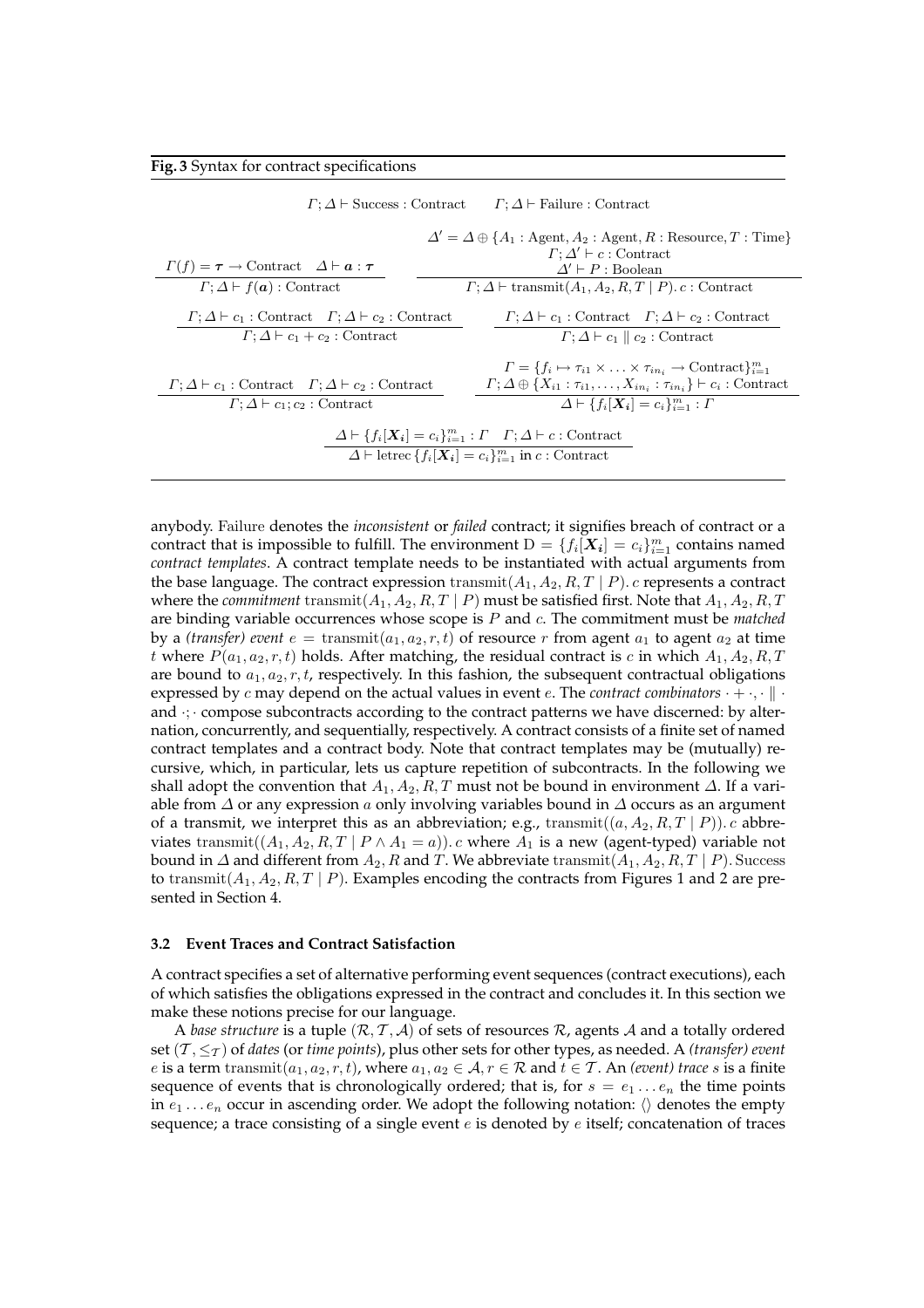**Fig. 3** Syntax for contract specifications

$$\Gamma; \Delta \vdash \text{Success} : \text{Contract} \qquad \Gamma; \Delta \vdash \text{Failure} : \text{Contract}$$

$$\frac{\Gamma(f) = \boldsymbol{\tau} \to \text{Contract} \quad \Delta \vdash \boldsymbol{a} : \boldsymbol{\tau}}{\Gamma; \Delta \vdash f(\boldsymbol{a}) : \text{Contract}} \qquad \frac{\begin{array}{c}\Delta' = \Delta \oplus \{A_1 : \text{Agent}, A_2 : \text{Agent}, R : \text{Resource}, T : \text{Time}\} \\ \Gamma; \Delta' \vdash c : \text{Contract} \\ \Delta' \vdash P : \text{Boolean}\end{array}}{\Gamma; \Delta \vdash \text{transmit}(A_1, A_2, R, T \mid P).\, c : \text{Contract}}$$

$$\frac{\Gamma; \Delta \vdash c_1 : \text{Contract} \quad \Gamma; \Delta \vdash c_2 : \text{Contract}}{\Gamma; \Delta \vdash c_1 + c_2 : \text{Contract}} \qquad \frac{\Gamma; \Delta \vdash c_1 : \text{Contract} \quad \Gamma; \Delta \vdash c_2 : \text{Contract}}{\Gamma; \Delta \vdash c_1 \parallel c_2 : \text{Contract}}$$

$$\frac{\Gamma; \Delta \vdash c_1 : \text{Contract} \quad \Gamma; \Delta \vdash c_2 : \text{Contract}}{\Gamma; \Delta \vdash c_1 ; c_2 : \text{Contract}} \qquad \frac{\begin{array}{c}\Gamma = \{f_i \mapsto \tau_{i1} \times \ldots \times \tau_{in_i} \to \text{Contract}\}_{i=1}^m \\ \Gamma; \Delta \oplus \{X_{i1} : \tau_{i1}, \ldots, X_{in_i} : \tau_{in_i}\} \vdash c_i : \text{Contract}\end{array}}{\Delta \vdash \{f_i[\boldsymbol{X_i}] = c_i\}_{i=1}^m : \Gamma}$$

$$\frac{\Delta \vdash \{f_i[\boldsymbol{X_i}] = c_i\}_{i=1}^m : \Gamma \quad \Gamma; \Delta \vdash c : \text{Contract}}{\Delta \vdash \text{letrec}\, \{f_i[\boldsymbol{X_i}] = c_i\}_{i=1}^m \text{ in } c : \text{Contract}}$$

anybody. Failure denotes the *inconsistent* or *failed* contract; it signifies breach of contract or a contract that is impossible to fulfill. The environment $\mathrm{D} = \{f_i[\boldsymbol{X_i}] = c_i\}_{i=1}^m$ contains named *contract templates*. A contract template needs to be instantiated with actual arguments from the base language. The contract expression $\text{transmit}(A_1, A_2, R, T \mid P).\, c$ represents a contract where the *commitment* $\text{transmit}(A_1, A_2, R, T \mid P)$ must be satisfied first. Note that $A_1, A_2, R, T$ are binding variable occurrences whose scope is $P$ and $c$. The commitment must be *matched* by a *(transfer) event* $e = \text{transmit}(a_1, a_2, r, t)$ of resource $r$ from agent $a_1$ to agent $a_2$ at time $t$ where $P(a_1, a_2, r, t)$ holds. After matching, the residual contract is $c$ in which $A_1, A_2, R, T$ are bound to $a_1, a_2, r, t$, respectively. In this fashion, the subsequent contractual obligations expressed by $c$ may depend on the actual values in event $e$. The *contract combinators* $\cdot + \cdot, \cdot \parallel \cdot$ and $\cdot ; \cdot$ compose subcontracts according to the contract patterns we have discerned: by alternation, concurrently, and sequentially, respectively. A contract consists of a finite set of named contract templates and a contract body. Note that contract templates may be (mutually) recursive, which, in particular, lets us capture repetition of subcontracts. In the following we shall adopt the convention that $A_1, A_2, R, T$ must not be bound in environment $\Delta$. If a variable from $\Delta$ or any expression $a$ only involving variables bound in $\Delta$ occurs as an argument of a transmit, we interpret this as an abbreviation; e.g., $\text{transmit}((a, A_2, R, T \mid P)).\, c$ abbreviates $\text{transmit}((A_1, A_2, R, T \mid P \wedge A_1 = a)).\, c$ where $A_1$ is a new (agent-typed) variable not bound in $\Delta$ and different from $A_2, R$ and $T$. We abbreviate $\text{transmit}(A_1, A_2, R, T \mid P)$. Success to $\text{transmit}(A_1, A_2, R, T \mid P)$. Examples encoding the contracts from Figures 1 and 2 are presented in Section 4.

### 3.2 Event Traces and Contract Satisfaction

A contract specifies a set of alternative performing event sequences (contract executions), each of which satisfies the obligations expressed in the contract and concludes it. In this section we make these notions precise for our language.

A *base structure* is a tuple $(\mathcal{R}, \mathcal{T}, \mathcal{A})$ of sets of resources $\mathcal{R}$, agents $\mathcal{A}$ and a totally ordered set $(\mathcal{T}, \leq_{\mathcal{T}})$ of *dates* (or *time points*), plus other sets for other types, as needed. A *(transfer) event* $e$ is a term $\text{transmit}(a_1, a_2, r, t)$, where $a_1, a_2 \in \mathcal{A}$, $r \in \mathcal{R}$ and $t \in \mathcal{T}$. An *(event) trace* $s$ is a finite sequence of events that is chronologically ordered; that is, for $s = e_1 \ldots e_n$ the time points in $e_1 \ldots e_n$ occur in ascending order. We adopt the following notation: $\langle\rangle$ denotes the empty sequence; a trace consisting of a single event $e$ is denoted by $e$ itself; concatenation of traces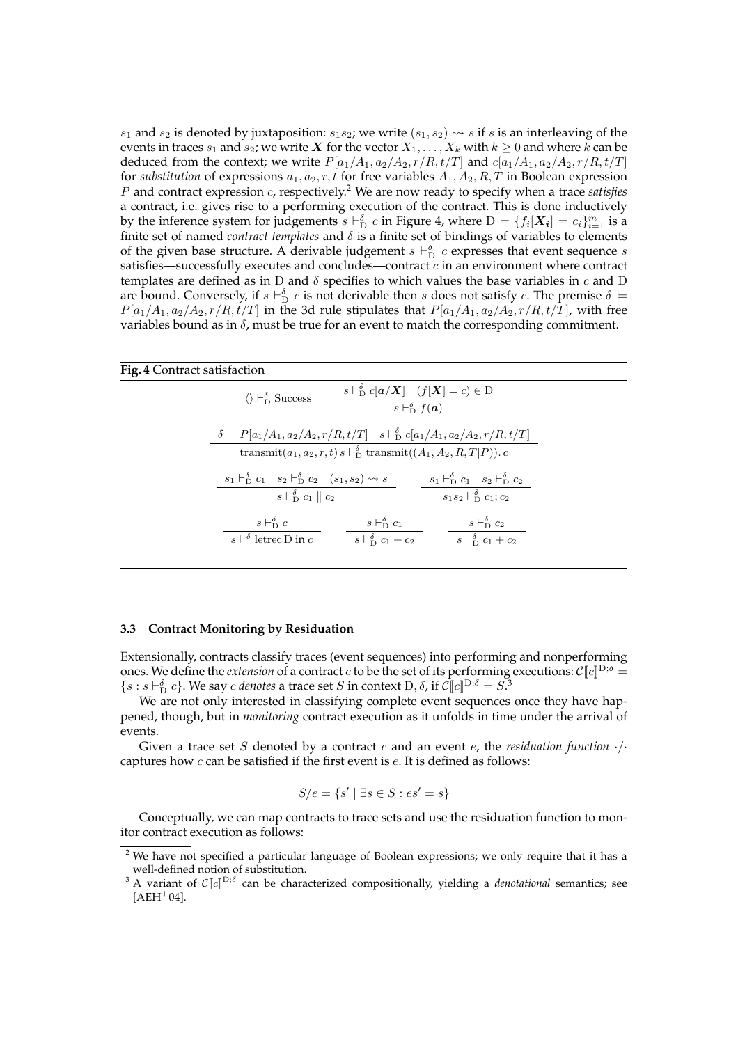$s_1$ and $s_2$ is denoted by juxtaposition: $s_1 s_2$; we write $(s_1, s_2) \rightsquigarrow s$ if $s$ is an interleaving of the events in traces $s_1$ and $s_2$; we write $\boldsymbol{X}$ for the vector $X_1, \ldots, X_k$ with $k \geq 0$ and where $k$ can be deduced from the context; we write $P[a_1/A_1, a_2/A_2, r/R, t/T]$ and $c[a_1/A_1, a_2/A_2, r/R, t/T]$ for *substitution* of expressions $a_1, a_2, r, t$ for free variables $A_1, A_2, R, T$ in Boolean expression $P$ and contract expression $c$, respectively.[2] We are now ready to specify when a trace *satisfies* a contract, i.e. gives rise to a performing execution of the contract. This is done inductively by the inference system for judgements $s \vdash^{\delta}_{\mathrm{D}} c$ in Figure 4, where $\mathrm{D} = \{f_i[\boldsymbol{X_i}] = c_i\}_{i=1}^m$ is a finite set of named *contract templates* and $\delta$ is a finite set of bindings of variables to elements of the given base structure. A derivable judgement $s \vdash^{\delta}_{\mathrm{D}} c$ expresses that event sequence $s$ satisfies—successfully executes and concludes—contract $c$ in an environment where contract templates are defined as in D and $\delta$ specifies to which values the base variables in $c$ and D are bound. Conversely, if $s \vdash^{\delta}_{\mathrm{D}} c$ is not derivable then $s$ does not satisfy $c$. The premise $\delta \models P[a_1/A_1, a_2/A_2, r/R, t/T]$ in the 3d rule stipulates that $P[a_1/A_1, a_2/A_2, r/R, t/T]$, with free variables bound as in $\delta$, must be true for an event to match the corresponding commitment.

**Fig. 4** Contract satisfaction

$$\langle\rangle \vdash^{\delta}_{\mathrm{D}} \mathrm{Success} \qquad \frac{s \vdash^{\delta}_{\mathrm{D}} c[\boldsymbol{a}/\boldsymbol{X}] \quad (f[\boldsymbol{X}] = c) \in \mathrm{D}}{s \vdash^{\delta}_{\mathrm{D}} f(\boldsymbol{a})}$$

$$\frac{\delta \models P[a_1/A_1, a_2/A_2, r/R, t/T] \quad s \vdash^{\delta}_{\mathrm{D}} c[a_1/A_1, a_2/A_2, r/R, t/T]}{\mathrm{transmit}(a_1, a_2, r, t)\, s \vdash^{\delta}_{\mathrm{D}} \mathrm{transmit}((A_1, A_2, R, T|P)).\, c}$$

$$\frac{s_1 \vdash^{\delta}_{\mathrm{D}} c_1 \quad s_2 \vdash^{\delta}_{\mathrm{D}} c_2 \quad (s_1, s_2) \rightsquigarrow s}{s \vdash^{\delta}_{\mathrm{D}} c_1 \parallel c_2} \qquad \frac{s_1 \vdash^{\delta}_{\mathrm{D}} c_1 \quad s_2 \vdash^{\delta}_{\mathrm{D}} c_2}{s_1 s_2 \vdash^{\delta}_{\mathrm{D}} c_1; c_2}$$

$$\frac{s \vdash^{\delta}_{\mathrm{D}} c}{s \vdash^{\delta} \mathrm{letrec}\, \mathrm{D}\, \mathrm{in}\, c} \qquad \frac{s \vdash^{\delta}_{\mathrm{D}} c_1}{s \vdash^{\delta}_{\mathrm{D}} c_1 + c_2} \qquad \frac{s \vdash^{\delta}_{\mathrm{D}} c_2}{s \vdash^{\delta}_{\mathrm{D}} c_1 + c_2}$$

### 3.3 Contract Monitoring by Residuation

Extensionally, contracts classify traces (event sequences) into performing and nonperforming ones. We define the *extension* of a contract $c$ to be the set of its performing executions: $\mathcal{C}[\![c]\!]^{\mathrm{D};\delta} = \{s : s \vdash^{\delta}_{\mathrm{D}} c\}$. We say $c$ *denotes* a trace set $S$ in context $\mathrm{D}, \delta$, if $\mathcal{C}[\![c]\!]^{\mathrm{D};\delta} = S$.[3]

We are not only interested in classifying complete event sequences once they have happened, though, but in *monitoring* contract execution as it unfolds in time under the arrival of events.

Given a trace set $S$ denoted by a contract $c$ and an event $e$, the *residuation function* $\cdot/\cdot$ captures how $c$ can be satisfied if the first event is $e$. It is defined as follows:

$$S/e = \{s' \mid \exists s \in S : es' = s\}$$

Conceptually, we can map contracts to trace sets and use the residuation function to monitor contract execution as follows:

[2] We have not specified a particular language of Boolean expressions; we only require that it has a well-defined notion of substitution.

[3] A variant of $\mathcal{C}[\![c]\!]^{\mathrm{D};\delta}$ can be characterized compositionally, yielding a *denotational* semantics; see [AEH+04].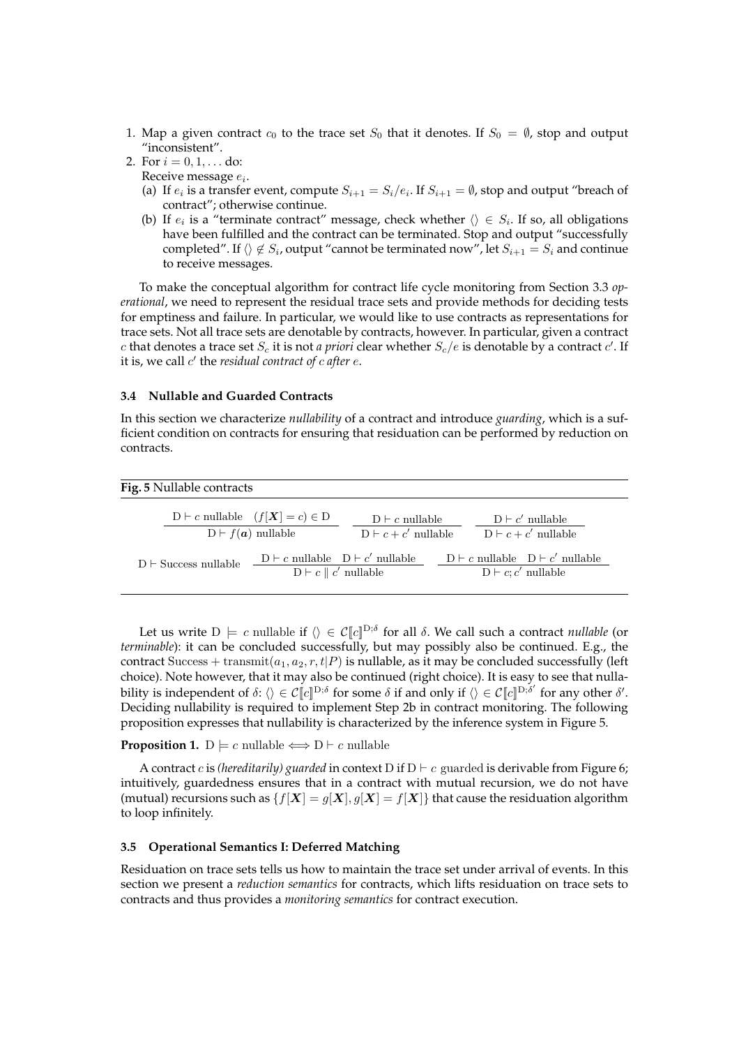1. Map a given contract $c_0$ to the trace set $S_0$ that it denotes. If $S_0 = \emptyset$, stop and output "inconsistent".
2. For $i = 0, 1, \ldots$ do:
   Receive message $e_i$.
   (a) If $e_i$ is a transfer event, compute $S_{i+1} = S_i/e_i$. If $S_{i+1} = \emptyset$, stop and output "breach of contract"; otherwise continue.
   (b) If $e_i$ is a "terminate contract" message, check whether $\langle\rangle \in S_i$. If so, all obligations have been fulfilled and the contract can be terminated. Stop and output "successfully completed". If $\langle\rangle \notin S_i$, output "cannot be terminated now", let $S_{i+1} = S_i$ and continue to receive messages.

To make the conceptual algorithm for contract life cycle monitoring from Section 3.3 *operational*, we need to represent the residual trace sets and provide methods for deciding tests for emptiness and failure. In particular, we would like to use contracts as representations for trace sets. Not all trace sets are denotable by contracts, however. In particular, given a contract $c$ that denotes a trace set $S_c$ it is not *a priori* clear whether $S_c/e$ is denotable by a contract $c'$. If it is, we call $c'$ the *residual contract of $c$ after $e$*.

### 3.4 Nullable and Guarded Contracts

In this section we characterize *nullability* of a contract and introduce *guarding*, which is a sufficient condition on contracts for ensuring that residuation can be performed by reduction on contracts.

**Fig. 5** Nullable contracts

$$\frac{\mathrm{D} \vdash c \text{ nullable} \quad (f[\boldsymbol{X}] = c) \in \mathrm{D}}{\mathrm{D} \vdash f(\boldsymbol{a}) \text{ nullable}} \qquad \frac{\mathrm{D} \vdash c \text{ nullable}}{\mathrm{D} \vdash c + c' \text{ nullable}} \qquad \frac{\mathrm{D} \vdash c' \text{ nullable}}{\mathrm{D} \vdash c + c' \text{ nullable}}$$

$$\mathrm{D} \vdash \text{Success nullable} \qquad \frac{\mathrm{D} \vdash c \text{ nullable} \quad \mathrm{D} \vdash c' \text{ nullable}}{\mathrm{D} \vdash c \parallel c' \text{ nullable}} \qquad \frac{\mathrm{D} \vdash c \text{ nullable} \quad \mathrm{D} \vdash c' \text{ nullable}}{\mathrm{D} \vdash c; c' \text{ nullable}}$$

Let us write $\mathrm{D} \models c$ nullable if $\langle\rangle \in \mathcal{C}[\![c]\!]^{\mathrm{D};\delta}$ for all $\delta$. We call such a contract *nullable* (or *terminable*): it can be concluded successfully, but may possibly also be continued. E.g., the contract $\text{Success} + \text{transmit}(a_1, a_2, r, t|P)$ is nullable, as it may be concluded successfully (left choice). Note however, that it may also be continued (right choice). It is easy to see that nullability is independent of $\delta$: $\langle\rangle \in \mathcal{C}[\![c]\!]^{\mathrm{D};\delta}$ for some $\delta$ if and only if $\langle\rangle \in \mathcal{C}[\![c]\!]^{\mathrm{D};\delta'}$ for any other $\delta'$. Deciding nullability is required to implement Step 2b in contract monitoring. The following proposition expresses that nullability is characterized by the inference system in Figure 5.

**Proposition 1.** $\mathrm{D} \models c \text{ nullable} \iff \mathrm{D} \vdash c \text{ nullable}$

A contract $c$ is *(hereditarily) guarded* in context D if $\mathrm{D} \vdash c$ guarded is derivable from Figure 6; intuitively, guardedness ensures that in a contract with mutual recursion, we do not have (mutual) recursions such as $\{f[\boldsymbol{X}] = g[\boldsymbol{X}], g[\boldsymbol{X}] = f[\boldsymbol{X}]\}$ that cause the residuation algorithm to loop infinitely.

### 3.5 Operational Semantics I: Deferred Matching

Residuation on trace sets tells us how to maintain the trace set under arrival of events. In this section we present a *reduction semantics* for contracts, which lifts residuation on trace sets to contracts and thus provides a *monitoring semantics* for contract execution.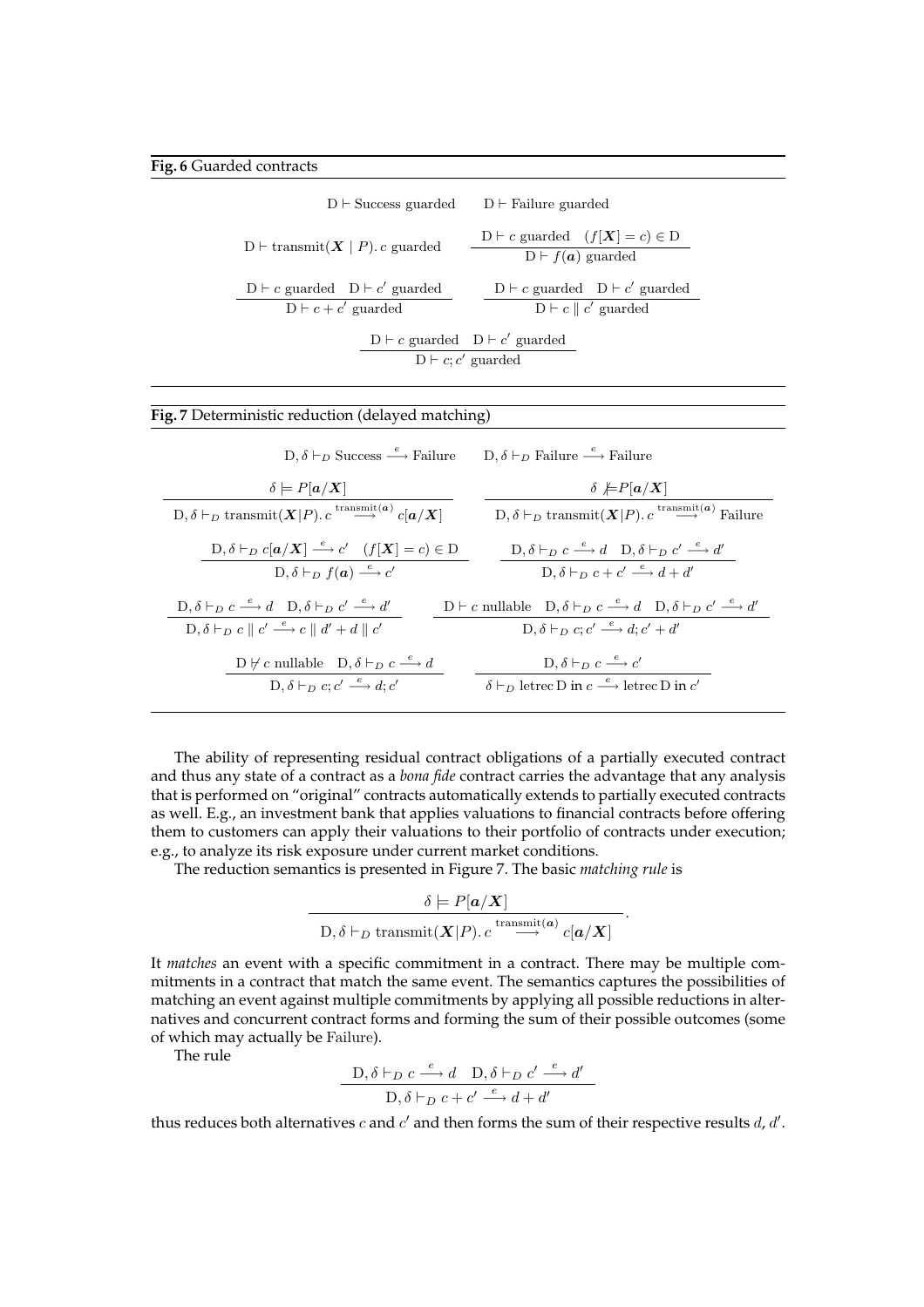**Fig. 6** Guarded contracts

$$\mathrm{D} \vdash \text{Success guarded} \qquad \mathrm{D} \vdash \text{Failure guarded}$$

$$\mathrm{D} \vdash \text{transmit}(\boldsymbol{X} \mid P).\, c \text{ guarded} \qquad \frac{\mathrm{D} \vdash c \text{ guarded} \quad (f[\boldsymbol{X}] = c) \in \mathrm{D}}{\mathrm{D} \vdash f(\boldsymbol{a}) \text{ guarded}}$$

$$\frac{\mathrm{D} \vdash c \text{ guarded} \quad \mathrm{D} \vdash c' \text{ guarded}}{\mathrm{D} \vdash c + c' \text{ guarded}} \qquad \frac{\mathrm{D} \vdash c \text{ guarded} \quad \mathrm{D} \vdash c' \text{ guarded}}{\mathrm{D} \vdash c \parallel c' \text{ guarded}}$$

$$\frac{\mathrm{D} \vdash c \text{ guarded} \quad \mathrm{D} \vdash c' \text{ guarded}}{\mathrm{D} \vdash c; c' \text{ guarded}}$$

**Fig. 7** Deterministic reduction (delayed matching)

$$\mathrm{D}, \delta \vdash_D \text{Success} \xrightarrow{e} \text{Failure} \qquad \mathrm{D}, \delta \vdash_D \text{Failure} \xrightarrow{e} \text{Failure}$$

$$\frac{\delta \models P[\boldsymbol{a}/\boldsymbol{X}]}{\mathrm{D}, \delta \vdash_D \text{transmit}(\boldsymbol{X}|P).\, c \xrightarrow{\text{transmit}(\boldsymbol{a})} c[\boldsymbol{a}/\boldsymbol{X}]} \qquad \frac{\delta \not\models P[\boldsymbol{a}/\boldsymbol{X}]}{\mathrm{D}, \delta \vdash_D \text{transmit}(\boldsymbol{X}|P).\, c \xrightarrow{\text{transmit}(\boldsymbol{a})} \text{Failure}}$$

$$\frac{\mathrm{D}, \delta \vdash_D c[\boldsymbol{a}/\boldsymbol{X}] \xrightarrow{e} c' \quad (f[\boldsymbol{X}] = c) \in \mathrm{D}}{\mathrm{D}, \delta \vdash_D f(\boldsymbol{a}) \xrightarrow{e} c'} \qquad \frac{\mathrm{D}, \delta \vdash_D c \xrightarrow{e} d \quad \mathrm{D}, \delta \vdash_D c' \xrightarrow{e} d'}{\mathrm{D}, \delta \vdash_D c + c' \xrightarrow{e} d + d'}$$

$$\frac{\mathrm{D}, \delta \vdash_D c \xrightarrow{e} d \quad \mathrm{D}, \delta \vdash_D c' \xrightarrow{e} d'}{\mathrm{D}, \delta \vdash_D c \parallel c' \xrightarrow{e} c \parallel d' + d \parallel c'} \qquad \frac{\mathrm{D} \vdash c \text{ nullable} \quad \mathrm{D}, \delta \vdash_D c \xrightarrow{e} d \quad \mathrm{D}, \delta \vdash_D c' \xrightarrow{e} d'}{\mathrm{D}, \delta \vdash_D c; c' \xrightarrow{e} d; c' + d'}$$

$$\frac{\mathrm{D} \not\vdash c \text{ nullable} \quad \mathrm{D}, \delta \vdash_D c \xrightarrow{e} d}{\mathrm{D}, \delta \vdash_D c; c' \xrightarrow{e} d; c'} \qquad \frac{\mathrm{D}, \delta \vdash_D c \xrightarrow{e} c'}{\delta \vdash_D \text{letrec}\,\mathrm{D} \text{ in } c \xrightarrow{e} \text{letrec}\,\mathrm{D} \text{ in } c'}$$

The ability of representing residual contract obligations of a partially executed contract and thus any state of a contract as a *bona fide* contract carries the advantage that any analysis that is performed on "original" contracts automatically extends to partially executed contracts as well. E.g., an investment bank that applies valuations to financial contracts before offering them to customers can apply their valuations to their portfolio of contracts under execution; e.g., to analyze its risk exposure under current market conditions.

The reduction semantics is presented in Figure 7. The basic *matching rule* is

$$\frac{\delta \models P[\boldsymbol{a}/\boldsymbol{X}]}{\mathrm{D}, \delta \vdash_D \text{transmit}(\boldsymbol{X}|P).\, c \xrightarrow{\text{transmit}(\boldsymbol{a})} c[\boldsymbol{a}/\boldsymbol{X}]}.$$

It *matches* an event with a specific commitment in a contract. There may be multiple commitments in a contract that match the same event. The semantics captures the possibilities of matching an event against multiple commitments by applying all possible reductions in alternatives and concurrent contract forms and forming the sum of their possible outcomes (some of which may actually be Failure).

The rule

$$\frac{\mathrm{D}, \delta \vdash_D c \xrightarrow{e} d \quad \mathrm{D}, \delta \vdash_D c' \xrightarrow{e} d'}{\mathrm{D}, \delta \vdash_D c + c' \xrightarrow{e} d + d'}$$

thus reduces both alternatives $c$ and $c'$ and then forms the sum of their respective results $d$, $d'$.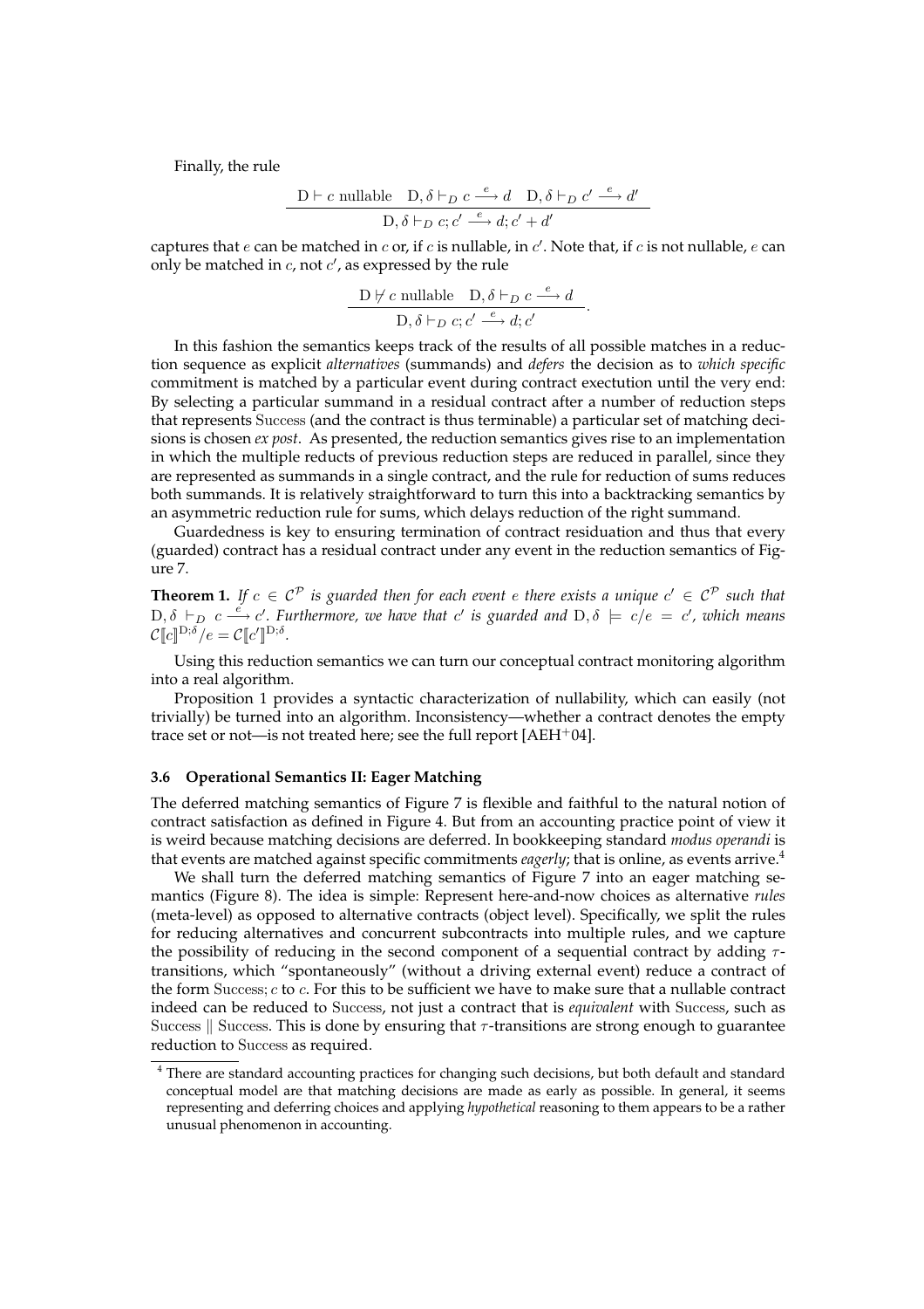Finally, the rule

$$\frac{\mathrm{D} \vdash c \text{ nullable} \quad \mathrm{D}, \delta \vdash_D c \xrightarrow{e} d \quad \mathrm{D}, \delta \vdash_D c' \xrightarrow{e} d'}{\mathrm{D}, \delta \vdash_D c; c' \xrightarrow{e} d; c' + d'}$$

captures that $e$ can be matched in $c$ or, if $c$ is nullable, in $c'$. Note that, if $c$ is not nullable, $e$ can only be matched in $c$, not $c'$, as expressed by the rule

$$\frac{\mathrm{D} \not\vdash c \text{ nullable} \quad \mathrm{D}, \delta \vdash_D c \xrightarrow{e} d}{\mathrm{D}, \delta \vdash_D c; c' \xrightarrow{e} d; c'}.$$

In this fashion the semantics keeps track of the results of all possible matches in a reduction sequence as explicit *alternatives* (summands) and *defers* the decision as to *which specific* commitment is matched by a particular event during contract exectution until the very end: By selecting a particular summand in a residual contract after a number of reduction steps that represents Success (and the contract is thus terminable) a particular set of matching decisions is chosen *ex post*. As presented, the reduction semantics gives rise to an implementation in which the multiple reducts of previous reduction steps are reduced in parallel, since they are represented as summands in a single contract, and the rule for reduction of sums reduces both summands. It is relatively straightforward to turn this into a backtracking semantics by an asymmetric reduction rule for sums, which delays reduction of the right summand.

Guardedness is key to ensuring termination of contract residuation and thus that every (guarded) contract has a residual contract under any event in the reduction semantics of Figure 7.

**Theorem 1.** *If $c \in \mathcal{C}^{\mathcal{P}}$ is guarded then for each event $e$ there exists a unique $c' \in \mathcal{C}^{\mathcal{P}}$ such that $\mathrm{D}, \delta \vdash_D c \xrightarrow{e} c'$. Furthermore, we have that $c'$ is guarded and $\mathrm{D}, \delta \models c/e = c'$, which means $\mathcal{C}[\![c]\!]^{\mathrm{D};\delta}/e = \mathcal{C}[\![c']\!]^{\mathrm{D};\delta}$.*

Using this reduction semantics we can turn our conceptual contract monitoring algorithm into a real algorithm.

Proposition 1 provides a syntactic characterization of nullability, which can easily (not trivially) be turned into an algorithm. Inconsistency—whether a contract denotes the empty trace set or not—is not treated here; see the full report [AEH+04].

### 3.6 Operational Semantics II: Eager Matching

The deferred matching semantics of Figure 7 is flexible and faithful to the natural notion of contract satisfaction as defined in Figure 4. But from an accounting practice point of view it is weird because matching decisions are deferred. In bookkeeping standard *modus operandi* is that events are matched against specific commitments *eagerly*; that is online, as events arrive.[4]

We shall turn the deferred matching semantics of Figure 7 into an eager matching semantics (Figure 8). The idea is simple: Represent here-and-now choices as alternative *rules* (meta-level) as opposed to alternative contracts (object level). Specifically, we split the rules for reducing alternatives and concurrent subcontracts into multiple rules, and we capture the possibility of reducing in the second component of a sequential contract by adding $\tau$-transitions, which "spontaneously" (without a driving external event) reduce a contract of the form Success; $c$ to $c$. For this to be sufficient we have to make sure that a nullable contract indeed can be reduced to Success, not just a contract that is *equivalent* with Success, such as Success $\|$ Success. This is done by ensuring that $\tau$-transitions are strong enough to guarantee reduction to Success as required.

[4] There are standard accounting practices for changing such decisions, but both default and standard conceptual model are that matching decisions are made as early as possible. In general, it seems representing and deferring choices and applying *hypothetical* reasoning to them appears to be a rather unusual phenomenon in accounting.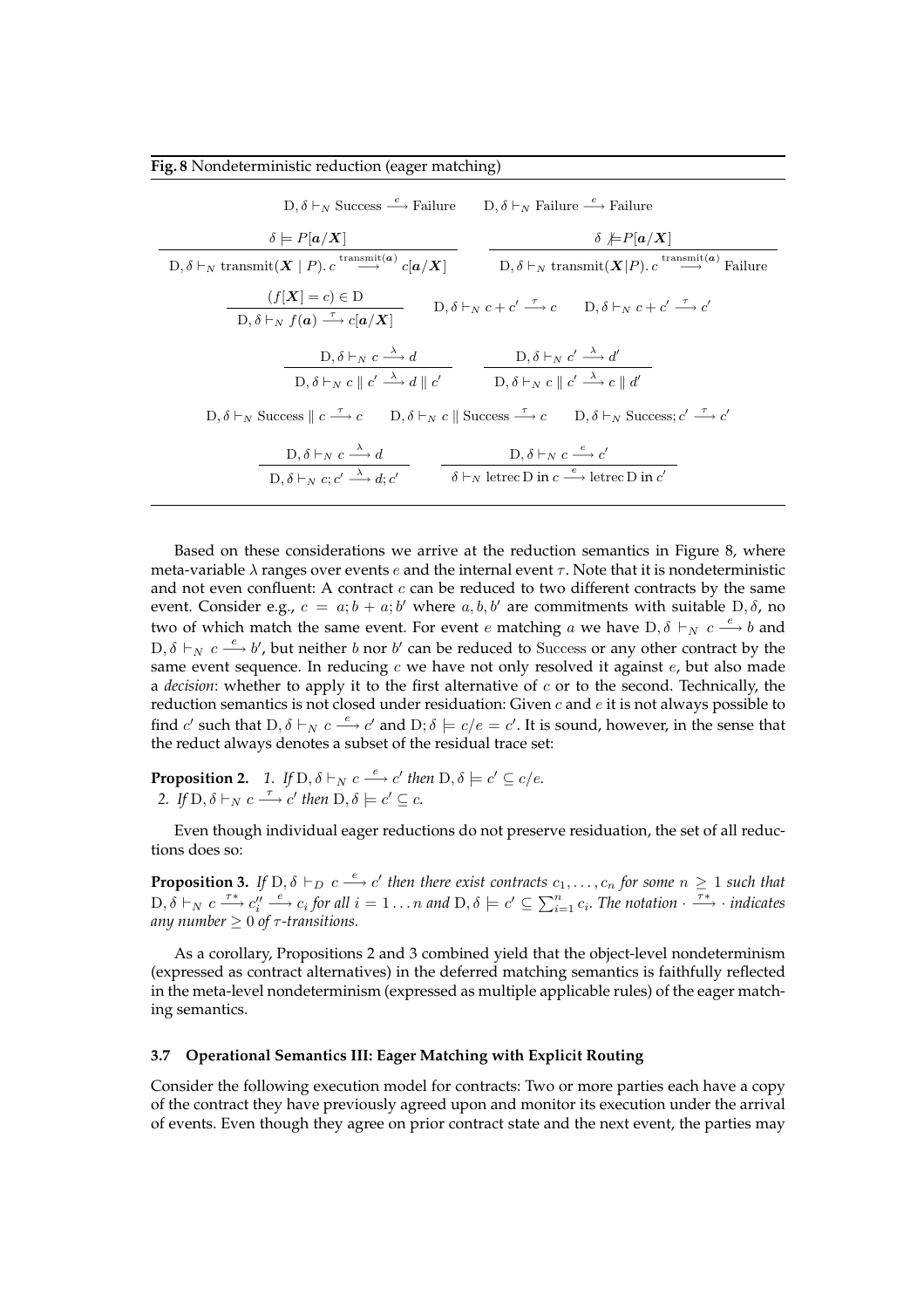**Fig. 8** Nondeterministic reduction (eager matching)

$$\mathrm{D}, \delta \vdash_N \text{Success} \xrightarrow{e} \text{Failure} \qquad \mathrm{D}, \delta \vdash_N \text{Failure} \xrightarrow{e} \text{Failure}$$

$$\frac{\delta \models P[\boldsymbol{a}/\boldsymbol{X}]}{\mathrm{D}, \delta \vdash_N \text{transmit}(\boldsymbol{X} \mid P).\, c \xrightarrow{\text{transmit}(\boldsymbol{a})} c[\boldsymbol{a}/\boldsymbol{X}]} \qquad \frac{\delta \not\models P[\boldsymbol{a}/\boldsymbol{X}]}{\mathrm{D}, \delta \vdash_N \text{transmit}(\boldsymbol{X}|P).\, c \xrightarrow{\text{transmit}(\boldsymbol{a})} \text{Failure}}$$

$$\frac{(f[\boldsymbol{X}] = c) \in \mathrm{D}}{\mathrm{D}, \delta \vdash_N f(\boldsymbol{a}) \xrightarrow{\tau} c[\boldsymbol{a}/\boldsymbol{X}]} \qquad \mathrm{D}, \delta \vdash_N c + c' \xrightarrow{\tau} c \qquad \mathrm{D}, \delta \vdash_N c + c' \xrightarrow{\tau} c'$$

$$\frac{\mathrm{D}, \delta \vdash_N c \xrightarrow{\lambda} d}{\mathrm{D}, \delta \vdash_N c \parallel c' \xrightarrow{\lambda} d \parallel c'} \qquad \frac{\mathrm{D}, \delta \vdash_N c' \xrightarrow{\lambda} d'}{\mathrm{D}, \delta \vdash_N c \parallel c' \xrightarrow{\lambda} c \parallel d'}$$

$$\mathrm{D}, \delta \vdash_N \text{Success} \parallel c \xrightarrow{\tau} c \qquad \mathrm{D}, \delta \vdash_N c \parallel \text{Success} \xrightarrow{\tau} c \qquad \mathrm{D}, \delta \vdash_N \text{Success}; c' \xrightarrow{\tau} c'$$

$$\frac{\mathrm{D}, \delta \vdash_N c \xrightarrow{\lambda} d}{\mathrm{D}, \delta \vdash_N c; c' \xrightarrow{\lambda} d; c'} \qquad \frac{\mathrm{D}, \delta \vdash_N c \xrightarrow{e} c'}{\delta \vdash_N \text{letrec}\, \mathrm{D} \text{ in } c \xrightarrow{e} \text{letrec}\, \mathrm{D} \text{ in } c'}$$

Based on these considerations we arrive at the reduction semantics in Figure 8, where meta-variable $\lambda$ ranges over events $e$ and the internal event $\tau$. Note that it is nondeterministic and not even confluent: A contract $c$ can be reduced to two different contracts by the same event. Consider e.g., $c = a; b + a; b'$ where $a, b, b'$ are commitments with suitable $\mathrm{D}, \delta$, no two of which match the same event. For event $e$ matching $a$ we have $\mathrm{D}, \delta \vdash_N c \xrightarrow{e} b$ and $\mathrm{D}, \delta \vdash_N c \xrightarrow{e} b'$, but neither $b$ nor $b'$ can be reduced to Success or any other contract by the same event sequence. In reducing $c$ we have not only resolved it against $e$, but also made a *decision*: whether to apply it to the first alternative of $c$ or to the second. Technically, the reduction semantics is not closed under residuation: Given $c$ and $e$ it is not always possible to find $c'$ such that $\mathrm{D}, \delta \vdash_N c \xrightarrow{e} c'$ and $\mathrm{D}; \delta \models c/e = c'$. It is sound, however, in the sense that the reduct always denotes a subset of the residual trace set:

**Proposition 2.** *1. If $\mathrm{D}, \delta \vdash_N c \xrightarrow{e} c'$ then $\mathrm{D}, \delta \models c' \subseteq c/e$.*
*2. If $\mathrm{D}, \delta \vdash_N c \xrightarrow{\tau} c'$ then $\mathrm{D}, \delta \models c' \subseteq c$.*

Even though individual eager reductions do not preserve residuation, the set of all reductions does so:

**Proposition 3.** *If $\mathrm{D}, \delta \vdash_D c \xrightarrow{e} c'$ then there exist contracts $c_1, \ldots, c_n$ for some $n \geq 1$ such that $\mathrm{D}, \delta \vdash_N c \xrightarrow{\tau*} c_i'' \xrightarrow{e} c_i$ for all $i = 1 \ldots n$ and $\mathrm{D}, \delta \models c' \subseteq \sum_{i=1}^{n} c_i$. The notation $\cdot \xrightarrow{\tau*} \cdot$ indicates any number $\geq 0$ of $\tau$-transitions.*

As a corollary, Propositions 2 and 3 combined yield that the object-level nondeterminism (expressed as contract alternatives) in the deferred matching semantics is faithfully reflected in the meta-level nondeterminism (expressed as multiple applicable rules) of the eager matching semantics.

### 3.7 Operational Semantics III: Eager Matching with Explicit Routing

Consider the following execution model for contracts: Two or more parties each have a copy of the contract they have previously agreed upon and monitor its execution under the arrival of events. Even though they agree on prior contract state and the next event, the parties may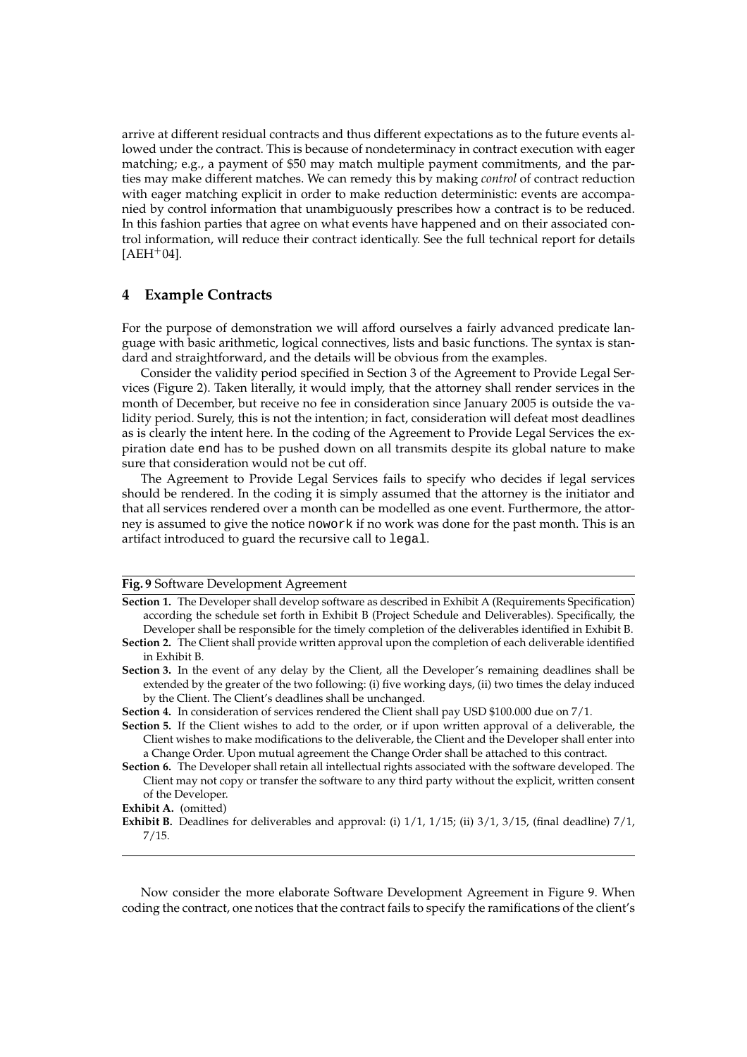arrive at different residual contracts and thus different expectations as to the future events allowed under the contract. This is because of nondeterminacy in contract execution with eager matching; e.g., a payment of $50 may match multiple payment commitments, and the parties may make different matches. We can remedy this by making *control* of contract reduction with eager matching explicit in order to make reduction deterministic: events are accompanied by control information that unambiguously prescribes how a contract is to be reduced. In this fashion parties that agree on what events have happened and on their associated control information, will reduce their contract identically. See the full technical report for details [AEH$^+$04].

## 4 Example Contracts

For the purpose of demonstration we will afford ourselves a fairly advanced predicate language with basic arithmetic, logical connectives, lists and basic functions. The syntax is standard and straightforward, and the details will be obvious from the examples.

Consider the validity period specified in Section 3 of the Agreement to Provide Legal Services (Figure 2). Taken literally, it would imply, that the attorney shall render services in the month of December, but receive no fee in consideration since January 2005 is outside the validity period. Surely, this is not the intention; in fact, consideration will defeat most deadlines as is clearly the intent here. In the coding of the Agreement to Provide Legal Services the expiration date `end` has to be pushed down on all transmits despite its global nature to make sure that consideration would not be cut off.

The Agreement to Provide Legal Services fails to specify who decides if legal services should be rendered. In the coding it is simply assumed that the attorney is the initiator and that all services rendered over a month can be modelled as one event. Furthermore, the attorney is assumed to give the notice `nowork` if no work was done for the past month. This is an artifact introduced to guard the recursive call to `legal`.

**Fig. 9** Software Development Agreement

**Section 1.** The Developer shall develop software as described in Exhibit A (Requirements Specification) according the schedule set forth in Exhibit B (Project Schedule and Deliverables). Specifically, the Developer shall be responsible for the timely completion of the deliverables identified in Exhibit B.

**Section 2.** The Client shall provide written approval upon the completion of each deliverable identified in Exhibit B.

**Section 3.** In the event of any delay by the Client, all the Developer's remaining deadlines shall be extended by the greater of the two following: (i) five working days, (ii) two times the delay induced by the Client. The Client's deadlines shall be unchanged.

**Section 4.** In consideration of services rendered the Client shall pay USD $100.000 due on 7/1.

**Section 5.** If the Client wishes to add to the order, or if upon written approval of a deliverable, the Client wishes to make modifications to the deliverable, the Client and the Developer shall enter into a Change Order. Upon mutual agreement the Change Order shall be attached to this contract.

**Section 6.** The Developer shall retain all intellectual rights associated with the software developed. The Client may not copy or transfer the software to any third party without the explicit, written consent of the Developer.

**Exhibit A.** (omitted)

**Exhibit B.** Deadlines for deliverables and approval: (i) 1/1, 1/15; (ii) 3/1, 3/15, (final deadline) 7/1, 7/15.

Now consider the more elaborate Software Development Agreement in Figure 9. When coding the contract, one notices that the contract fails to specify the ramifications of the client's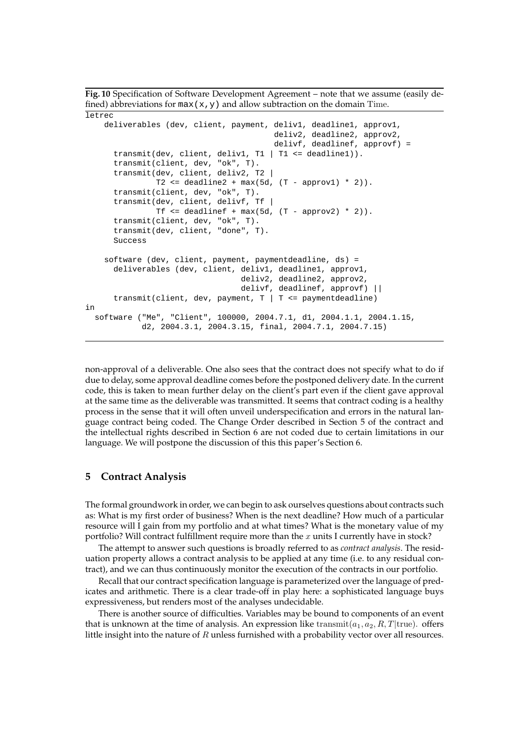**Fig. 10** Specification of Software Development Agreement – note that we assume (easily defined) abbreviations for `max(x,y)` and allow subtraction on the domain Time.

```
letrec
    deliverables (dev, client, payment, deliv1, deadline1, approv1,
                                        deliv2, deadline2, approv2,
                                        delivf, deadlinef, approvf) =
      transmit(dev, client, deliv1, T1 | T1 <= deadline1)).
      transmit(client, dev, "ok", T).
      transmit(dev, client, deliv2, T2 |
               T2 <= deadline2 + max(5d, (T - approv1) * 2)).
      transmit(client, dev, "ok", T).
      transmit(dev, client, delivf, Tf |
               Tf <= deadlinef + max(5d, (T - approv2) * 2)).
      transmit(client, dev, "ok", T).
      transmit(dev, client, "done", T).
      Success

    software (dev, client, payment, paymentdeadline, ds) =
      deliverables (dev, client, deliv1, deadline1, approv1,
                                 deliv2, deadline2, approv2,
                                 delivf, deadlinef, approvf) ||
      transmit(client, dev, payment, T | T <= paymentdeadline)
in
  software ("Me", "Client", 100000, 2004.7.1, d1, 2004.1.1, 2004.1.15,
            d2, 2004.3.1, 2004.3.15, final, 2004.7.1, 2004.7.15)
```

non-approval of a deliverable. One also sees that the contract does not specify what to do if due to delay, some approval deadline comes before the postponed delivery date. In the current code, this is taken to mean further delay on the client's part even if the client gave approval at the same time as the deliverable was transmitted. It seems that contract coding is a healthy process in the sense that it will often unveil underspecification and errors in the natural language contract being coded. The Change Order described in Section 5 of the contract and the intellectual rights described in Section 6 are not coded due to certain limitations in our language. We will postpone the discussion of this this paper's Section 6.

## 5 Contract Analysis

The formal groundwork in order, we can begin to ask ourselves questions about contracts such as: What is my first order of business? When is the next deadline? How much of a particular resource will I gain from my portfolio and at what times? What is the monetary value of my portfolio? Will contract fulfillment require more than the $x$ units I currently have in stock?

The attempt to answer such questions is broadly referred to as *contract analysis*. The residuation property allows a contract analysis to be applied at any time (i.e. to any residual contract), and we can thus continuously monitor the execution of the contracts in our portfolio.

Recall that our contract specification language is parameterized over the language of predicates and arithmetic. There is a clear trade-off in play here: a sophisticated language buys expressiveness, but renders most of the analyses undecidable.

There is another source of difficulties. Variables may be bound to components of an event that is unknown at the time of analysis. An expression like $\text{transmit}(a_1, a_2, R, T|\text{true})$. offers little insight into the nature of $R$ unless furnished with a probability vector over all resources.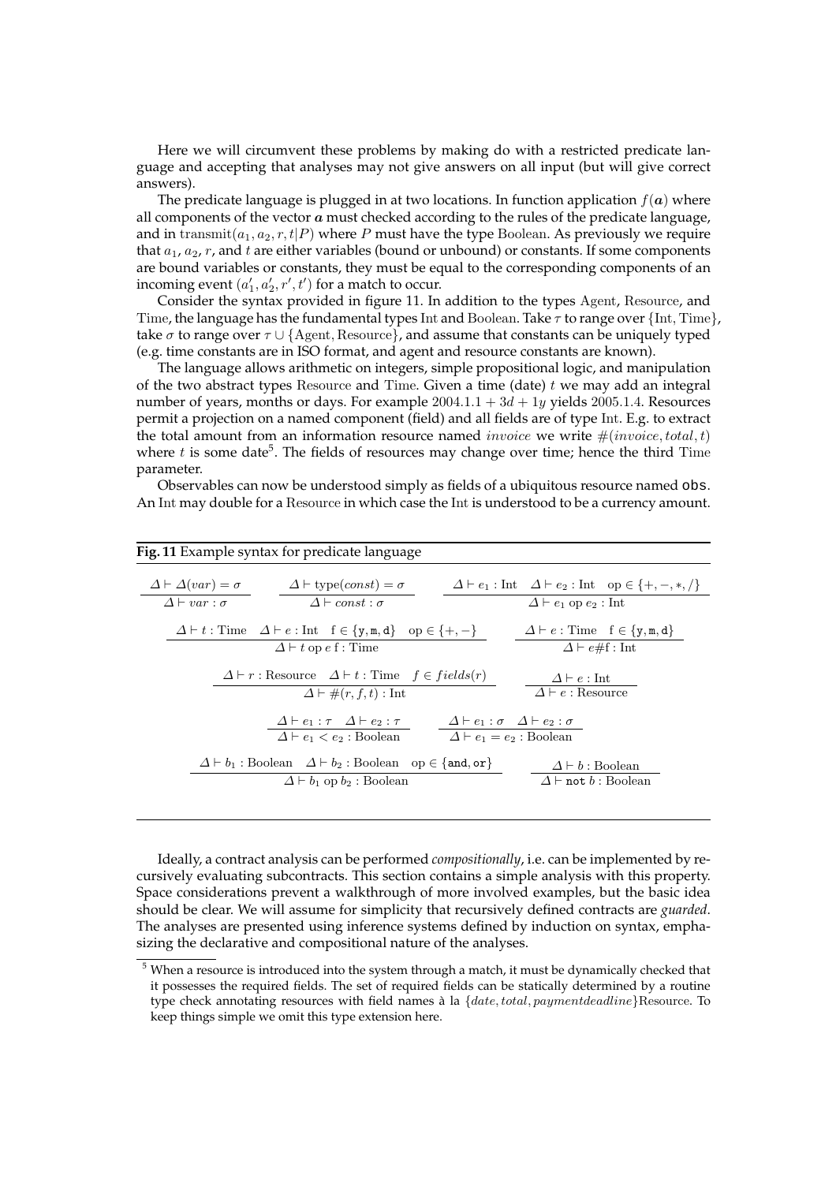Here we will circumvent these problems by making do with a restricted predicate language and accepting that analyses may not give answers on all input (but will give correct answers).

The predicate language is plugged in at two locations. In function application $f(\boldsymbol{a})$ where all components of the vector $\boldsymbol{a}$ must checked according to the rules of the predicate language, and in $\mathrm{transmit}(a_1, a_2, r, t|P)$ where $P$ must have the type Boolean. As previously we require that $a_1$, $a_2$, $r$, and $t$ are either variables (bound or unbound) or constants. If some components are bound variables or constants, they must be equal to the corresponding components of an incoming event $(a'_1, a'_2, r', t')$ for a match to occur.

Consider the syntax provided in figure 11. In addition to the types Agent, Resource, and Time, the language has the fundamental types Int and Boolean. Take $\tau$ to range over $\{\mathrm{Int}, \mathrm{Time}\}$, take $\sigma$ to range over $\tau \cup \{\mathrm{Agent}, \mathrm{Resource}\}$, and assume that constants can be uniquely typed (e.g. time constants are in ISO format, and agent and resource constants are known).

The language allows arithmetic on integers, simple propositional logic, and manipulation of the two abstract types Resource and Time. Given a time (date) $t$ we may add an integral number of years, months or days. For example $2004.1.1 + 3d + 1y$ yields $2005.1.4$. Resources permit a projection on a named component (field) and all fields are of type Int. E.g. to extract the total amount from an information resource named $invoice$ we write $\#(invoice, total, t)$ where $t$ is some date[5]. The fields of resources may change over time; hence the third Time parameter.

Observables can now be understood simply as fields of a ubiquitous resource named `obs`. An Int may double for a Resource in which case the Int is understood to be a currency amount.

**Fig. 11** Example syntax for predicate language

$$\frac{\Delta \vdash \Delta(var) = \sigma}{\Delta \vdash var : \sigma} \qquad \frac{\Delta \vdash \mathrm{type}(const) = \sigma}{\Delta \vdash const : \sigma} \qquad \frac{\Delta \vdash e_1 : \mathrm{Int} \quad \Delta \vdash e_2 : \mathrm{Int} \quad \mathrm{op} \in \{+, -, *, /\}}{\Delta \vdash e_1 \ \mathrm{op}\ e_2 : \mathrm{Int}}$$

$$\frac{\Delta \vdash t : \mathrm{Time} \quad \Delta \vdash e : \mathrm{Int} \quad \mathtt{f} \in \{\mathtt{y}, \mathtt{m}, \mathtt{d}\} \quad \mathrm{op} \in \{+, -\}}{\Delta \vdash t \ \mathrm{op}\ e\,\mathtt{f} : \mathrm{Time}} \qquad \frac{\Delta \vdash e : \mathrm{Time} \quad \mathtt{f} \in \{\mathtt{y}, \mathtt{m}, \mathtt{d}\}}{\Delta \vdash e\#\mathtt{f} : \mathrm{Int}}$$

$$\frac{\Delta \vdash r : \mathrm{Resource} \quad \Delta \vdash t : \mathrm{Time} \quad f \in fields(r)}{\Delta \vdash \#(r, f, t) : \mathrm{Int}} \qquad \frac{\Delta \vdash e : \mathrm{Int}}{\Delta \vdash e : \mathrm{Resource}}$$

$$\frac{\Delta \vdash e_1 : \tau \quad \Delta \vdash e_2 : \tau}{\Delta \vdash e_1 < e_2 : \mathrm{Boolean}} \qquad \frac{\Delta \vdash e_1 : \sigma \quad \Delta \vdash e_2 : \sigma}{\Delta \vdash e_1 = e_2 : \mathrm{Boolean}}$$

$$\frac{\Delta \vdash b_1 : \mathrm{Boolean} \quad \Delta \vdash b_2 : \mathrm{Boolean} \quad \mathrm{op} \in \{\mathtt{and}, \mathtt{or}\}}{\Delta \vdash b_1 \ \mathrm{op}\ b_2 : \mathrm{Boolean}} \qquad \frac{\Delta \vdash b : \mathrm{Boolean}}{\Delta \vdash \mathtt{not}\ b : \mathrm{Boolean}}$$

Ideally, a contract analysis can be performed *compositionally*, i.e. can be implemented by recursively evaluating subcontracts. This section contains a simple analysis with this property. Space considerations prevent a walkthrough of more involved examples, but the basic idea should be clear. We will assume for simplicity that recursively defined contracts are *guarded*. The analyses are presented using inference systems defined by induction on syntax, emphasizing the declarative and compositional nature of the analyses.

[5] When a resource is introduced into the system through a match, it must be dynamically checked that it possesses the required fields. The set of required fields can be statically determined by a routine type check annotating resources with field names à la $\{date, total, paymentdeadline\}$Resource. To keep things simple we omit this type extension here.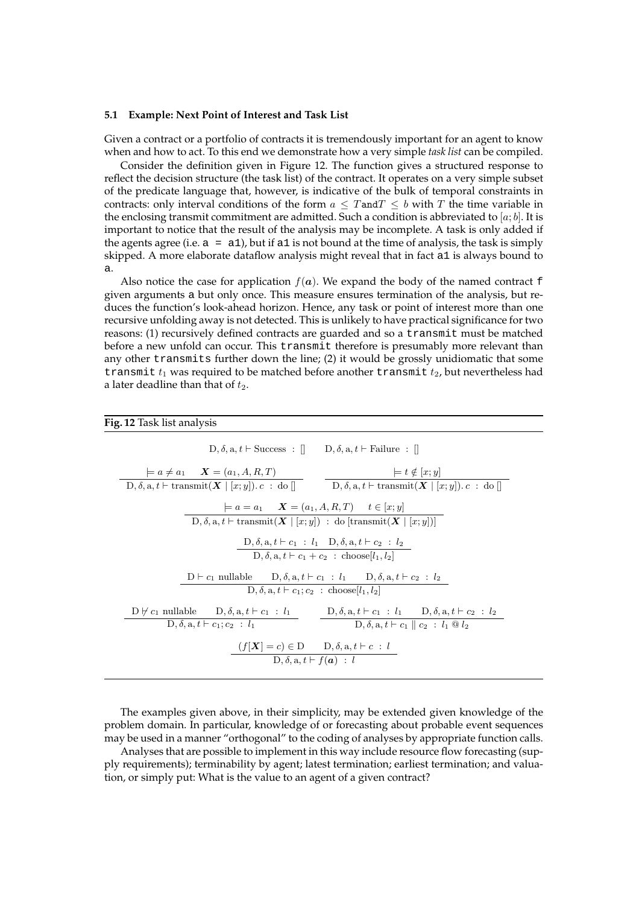### 5.1 Example: Next Point of Interest and Task List

Given a contract or a portfolio of contracts it is tremendously important for an agent to know when and how to act. To this end we demonstrate how a very simple *task list* can be compiled.

Consider the definition given in Figure 12. The function gives a structured response to reflect the decision structure (the task list) of the contract. It operates on a very simple subset of the predicate language that, however, is indicative of the bulk of temporal constraints in contracts: only interval conditions of the form $a \leq T \texttt{and} T \leq b$ with $T$ the time variable in the enclosing transmit commitment are admitted. Such a condition is abbreviated to $[a; b]$. It is important to notice that the result of the analysis may be incomplete. A task is only added if the agents agree (i.e. `a = a1`), but if `a1` is not bound at the time of analysis, the task is simply skipped. A more elaborate dataflow analysis might reveal that in fact `a1` is always bound to `a`.

Also notice the case for application $f(\boldsymbol{a})$. We expand the body of the named contract `f` given arguments `a` but only once. This measure ensures termination of the analysis, but reduces the function's look-ahead horizon. Hence, any task or point of interest more than one recursive unfolding away is not detected. This is unlikely to have practical significance for two reasons: (1) recursively defined contracts are guarded and so a `transmit` must be matched before a new unfold can occur. This `transmit` therefore is presumably more relevant than any other `transmits` further down the line; (2) it would be grossly unidiomatic that some `transmit` $t_1$ was required to be matched before another `transmit` $t_2$, but nevertheless had a later deadline than that of $t_2$.

**Fig. 12** Task list analysis

$$\mathrm{D}, \delta, \mathrm{a}, t \vdash \mathrm{Success}\ :\ [] \qquad \mathrm{D}, \delta, \mathrm{a}, t \vdash \mathrm{Failure}\ :\ []$$

$$\frac{\models a \neq a_1 \quad \boldsymbol{X} = (a_1, A, R, T)}{\mathrm{D}, \delta, \mathrm{a}, t \vdash \mathrm{transmit}(\boldsymbol{X} \mid [x; y]).\, c\ :\ \mathrm{do}\ []} \qquad \frac{\models t \notin [x; y]}{\mathrm{D}, \delta, \mathrm{a}, t \vdash \mathrm{transmit}(\boldsymbol{X} \mid [x; y]).\, c\ :\ \mathrm{do}\ []}$$

$$\frac{\models a = a_1 \quad \boldsymbol{X} = (a_1, A, R, T) \quad t \in [x; y]}{\mathrm{D}, \delta, \mathrm{a}, t \vdash \mathrm{transmit}(\boldsymbol{X} \mid [x; y])\ :\ \mathrm{do}\ [\mathrm{transmit}(\boldsymbol{X} \mid [x; y])]}$$

$$\frac{\mathrm{D}, \delta, \mathrm{a}, t \vdash c_1\ :\ l_1 \quad \mathrm{D}, \delta, \mathrm{a}, t \vdash c_2\ :\ l_2}{\mathrm{D}, \delta, \mathrm{a}, t \vdash c_1 + c_2\ :\ \mathrm{choose}[l_1, l_2]}$$

$$\frac{\mathrm{D} \vdash c_1\ \mathrm{nullable} \quad \mathrm{D}, \delta, \mathrm{a}, t \vdash c_1\ :\ l_1 \quad \mathrm{D}, \delta, \mathrm{a}, t \vdash c_2\ :\ l_2}{\mathrm{D}, \delta, \mathrm{a}, t \vdash c_1; c_2\ :\ \mathrm{choose}[l_1, l_2]}$$

$$\frac{\mathrm{D} \not\vdash c_1\ \mathrm{nullable} \quad \mathrm{D}, \delta, \mathrm{a}, t \vdash c_1\ :\ l_1}{\mathrm{D}, \delta, \mathrm{a}, t \vdash c_1; c_2\ :\ l_1} \qquad \frac{\mathrm{D}, \delta, \mathrm{a}, t \vdash c_1\ :\ l_1 \quad \mathrm{D}, \delta, \mathrm{a}, t \vdash c_2\ :\ l_2}{\mathrm{D}, \delta, \mathrm{a}, t \vdash c_1 \parallel c_2\ :\ l_1\ @\ l_2}$$

$$\frac{(f[\boldsymbol{X}] = c) \in \mathrm{D} \quad \mathrm{D}, \delta, \mathrm{a}, t \vdash c\ :\ l}{\mathrm{D}, \delta, \mathrm{a}, t \vdash f(\boldsymbol{a})\ :\ l}$$

The examples given above, in their simplicity, may be extended given knowledge of the problem domain. In particular, knowledge of or forecasting about probable event sequences may be used in a manner "orthogonal" to the coding of analyses by appropriate function calls.

Analyses that are possible to implement in this way include resource flow forecasting (supply requirements); terminability by agent; latest termination; earliest termination; and valuation, or simply put: What is the value to an agent of a given contract?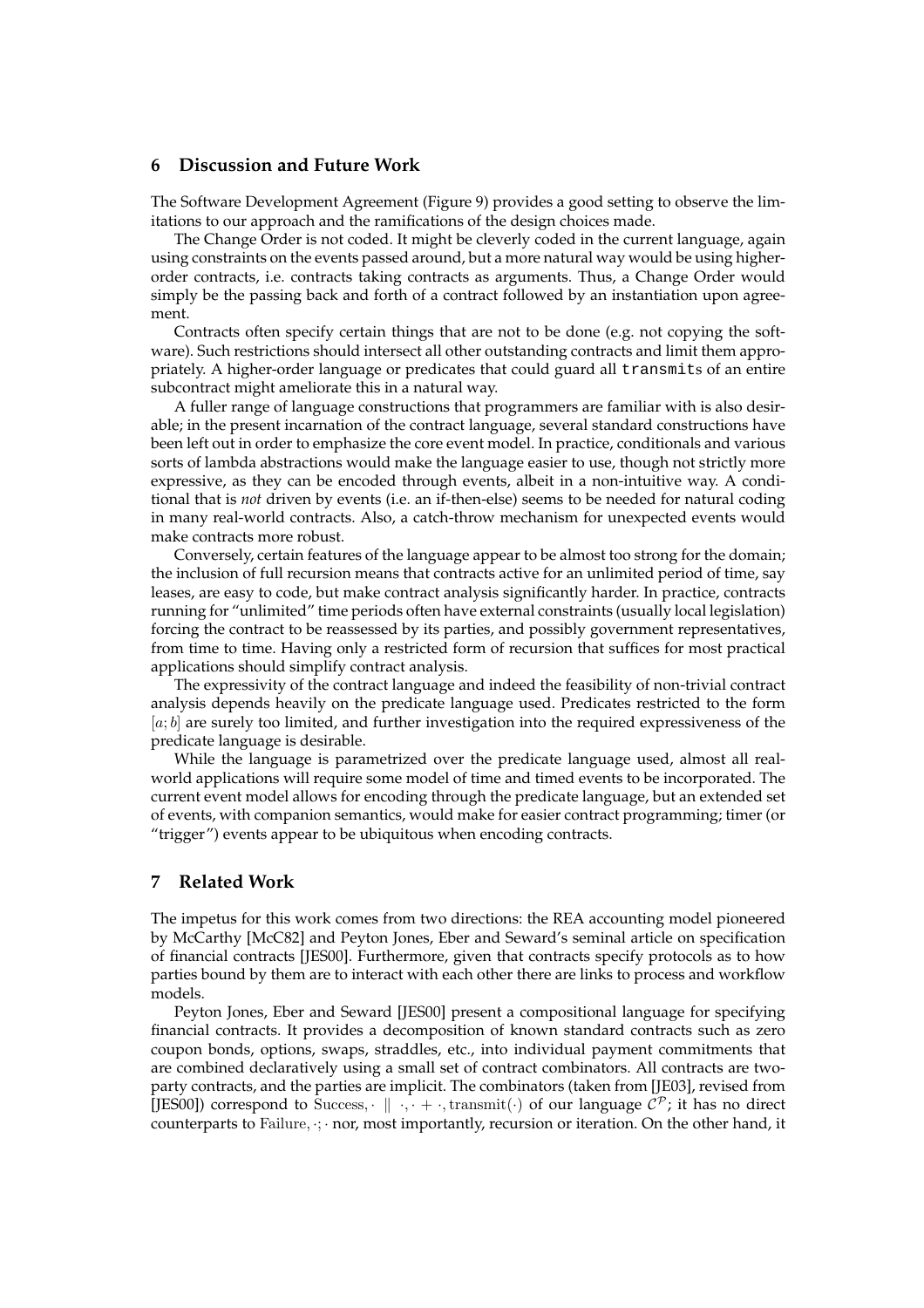## 6 Discussion and Future Work

The Software Development Agreement (Figure 9) provides a good setting to observe the limitations to our approach and the ramifications of the design choices made.

The Change Order is not coded. It might be cleverly coded in the current language, again using constraints on the events passed around, but a more natural way would be using higher-order contracts, i.e. contracts taking contracts as arguments. Thus, a Change Order would simply be the passing back and forth of a contract followed by an instantiation upon agreement.

Contracts often specify certain things that are not to be done (e.g. not copying the software). Such restrictions should intersect all other outstanding contracts and limit them appropriately. A higher-order language or predicates that could guard all `transmit`s of an entire subcontract might ameliorate this in a natural way.

A fuller range of language constructions that programmers are familiar with is also desirable; in the present incarnation of the contract language, several standard constructions have been left out in order to emphasize the core event model. In practice, conditionals and various sorts of lambda abstractions would make the language easier to use, though not strictly more expressive, as they can be encoded through events, albeit in a non-intuitive way. A conditional that is *not* driven by events (i.e. an if-then-else) seems to be needed for natural coding in many real-world contracts. Also, a catch-throw mechanism for unexpected events would make contracts more robust.

Conversely, certain features of the language appear to be almost too strong for the domain; the inclusion of full recursion means that contracts active for an unlimited period of time, say leases, are easy to code, but make contract analysis significantly harder. In practice, contracts running for "unlimited" time periods often have external constraints (usually local legislation) forcing the contract to be reassessed by its parties, and possibly government representatives, from time to time. Having only a restricted form of recursion that suffices for most practical applications should simplify contract analysis.

The expressivity of the contract language and indeed the feasibility of non-trivial contract analysis depends heavily on the predicate language used. Predicates restricted to the form $[a; b]$ are surely too limited, and further investigation into the required expressiveness of the predicate language is desirable.

While the language is parametrized over the predicate language used, almost all real-world applications will require some model of time and timed events to be incorporated. The current event model allows for encoding through the predicate language, but an extended set of events, with companion semantics, would make for easier contract programming; timer (or "trigger") events appear to be ubiquitous when encoding contracts.

## 7 Related Work

The impetus for this work comes from two directions: the REA accounting model pioneered by McCarthy [McC82] and Peyton Jones, Eber and Seward's seminal article on specification of financial contracts [JES00]. Furthermore, given that contracts specify protocols as to how parties bound by them are to interact with each other there are links to process and workflow models.

Peyton Jones, Eber and Seward [JES00] present a compositional language for specifying financial contracts. It provides a decomposition of known standard contracts such as zero coupon bonds, options, swaps, straddles, etc., into individual payment commitments that are combined declaratively using a small set of contract combinators. All contracts are two-party contracts, and the parties are implicit. The combinators (taken from [JE03], revised from [JES00]) correspond to $\mathrm{Success}, \cdot \parallel \cdot, \cdot + \cdot, \mathrm{transmit}(\cdot)$ of our language $\mathcal{C}^{\mathcal{P}}$; it has no direct counterparts to $\mathrm{Failure}, \cdot ; \cdot$ nor, most importantly, recursion or iteration. On the other hand, it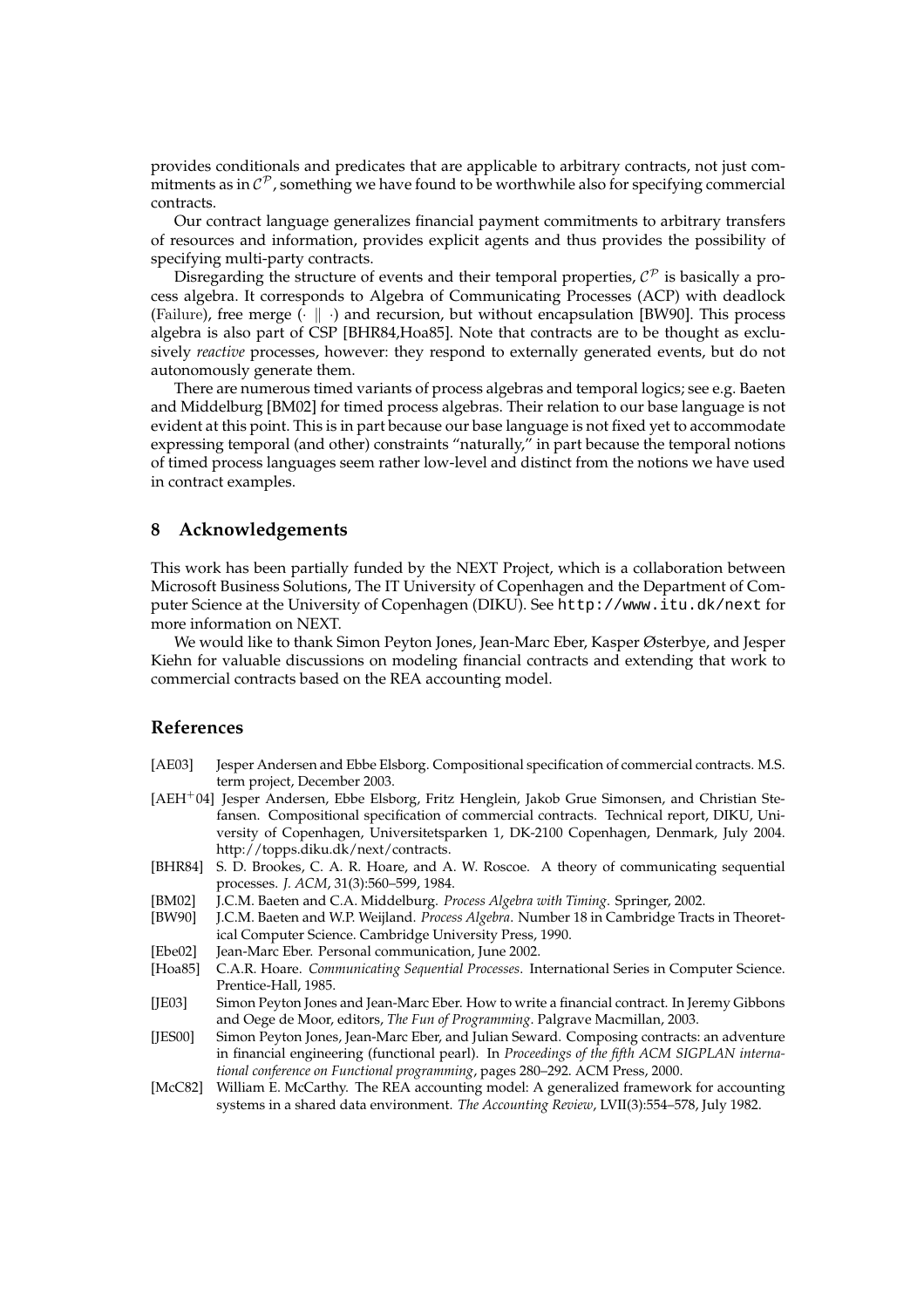provides conditionals and predicates that are applicable to arbitrary contracts, not just commitments as in $\mathcal{C}^{\mathcal{P}}$, something we have found to be worthwhile also for specifying commercial contracts.

Our contract language generalizes financial payment commitments to arbitrary transfers of resources and information, provides explicit agents and thus provides the possibility of specifying multi-party contracts.

Disregarding the structure of events and their temporal properties, $\mathcal{C}^{\mathcal{P}}$ is basically a process algebra. It corresponds to Algebra of Communicating Processes (ACP) with deadlock (Failure), free merge ($\cdot \parallel \cdot$) and recursion, but without encapsulation [BW90]. This process algebra is also part of CSP [BHR84,Hoa85]. Note that contracts are to be thought as exclusively *reactive* processes, however: they respond to externally generated events, but do not autonomously generate them.

There are numerous timed variants of process algebras and temporal logics; see e.g. Baeten and Middelburg [BM02] for timed process algebras. Their relation to our base language is not evident at this point. This is in part because our base language is not fixed yet to accommodate expressing temporal (and other) constraints "naturally," in part because the temporal notions of timed process languages seem rather low-level and distinct from the notions we have used in contract examples.

## 8 Acknowledgements

This work has been partially funded by the NEXT Project, which is a collaboration between Microsoft Business Solutions, The IT University of Copenhagen and the Department of Computer Science at the University of Copenhagen (DIKU). See `http://www.itu.dk/next` for more information on NEXT.

We would like to thank Simon Peyton Jones, Jean-Marc Eber, Kasper Østerbye, and Jesper Kiehn for valuable discussions on modeling financial contracts and extending that work to commercial contracts based on the REA accounting model.

## References

- [AE03] Jesper Andersen and Ebbe Elsborg. Compositional specification of commercial contracts. M.S. term project, December 2003.
- [AEH+04] Jesper Andersen, Ebbe Elsborg, Fritz Henglein, Jakob Grue Simonsen, and Christian Stefansen. Compositional specification of commercial contracts. Technical report, DIKU, University of Copenhagen, Universitetsparken 1, DK-2100 Copenhagen, Denmark, July 2004. http://topps.diku.dk/next/contracts.
- [BHR84] S. D. Brookes, C. A. R. Hoare, and A. W. Roscoe. A theory of communicating sequential processes. *J. ACM*, 31(3):560–599, 1984.
- [BM02] J.C.M. Baeten and C.A. Middelburg. *Process Algebra with Timing*. Springer, 2002.
- [BW90] J.C.M. Baeten and W.P. Weijland. *Process Algebra*. Number 18 in Cambridge Tracts in Theoretical Computer Science. Cambridge University Press, 1990.
- [Ebe02] Jean-Marc Eber. Personal communication, June 2002.
- [Hoa85] C.A.R. Hoare. *Communicating Sequential Processes*. International Series in Computer Science. Prentice-Hall, 1985.
- [JE03] Simon Peyton Jones and Jean-Marc Eber. How to write a financial contract. In Jeremy Gibbons and Oege de Moor, editors, *The Fun of Programming*. Palgrave Macmillan, 2003.
- [JES00] Simon Peyton Jones, Jean-Marc Eber, and Julian Seward. Composing contracts: an adventure in financial engineering (functional pearl). In *Proceedings of the fifth ACM SIGPLAN international conference on Functional programming*, pages 280–292. ACM Press, 2000.
- [McC82] William E. McCarthy. The REA accounting model: A generalized framework for accounting systems in a shared data environment. *The Accounting Review*, LVII(3):554–578, July 1982.